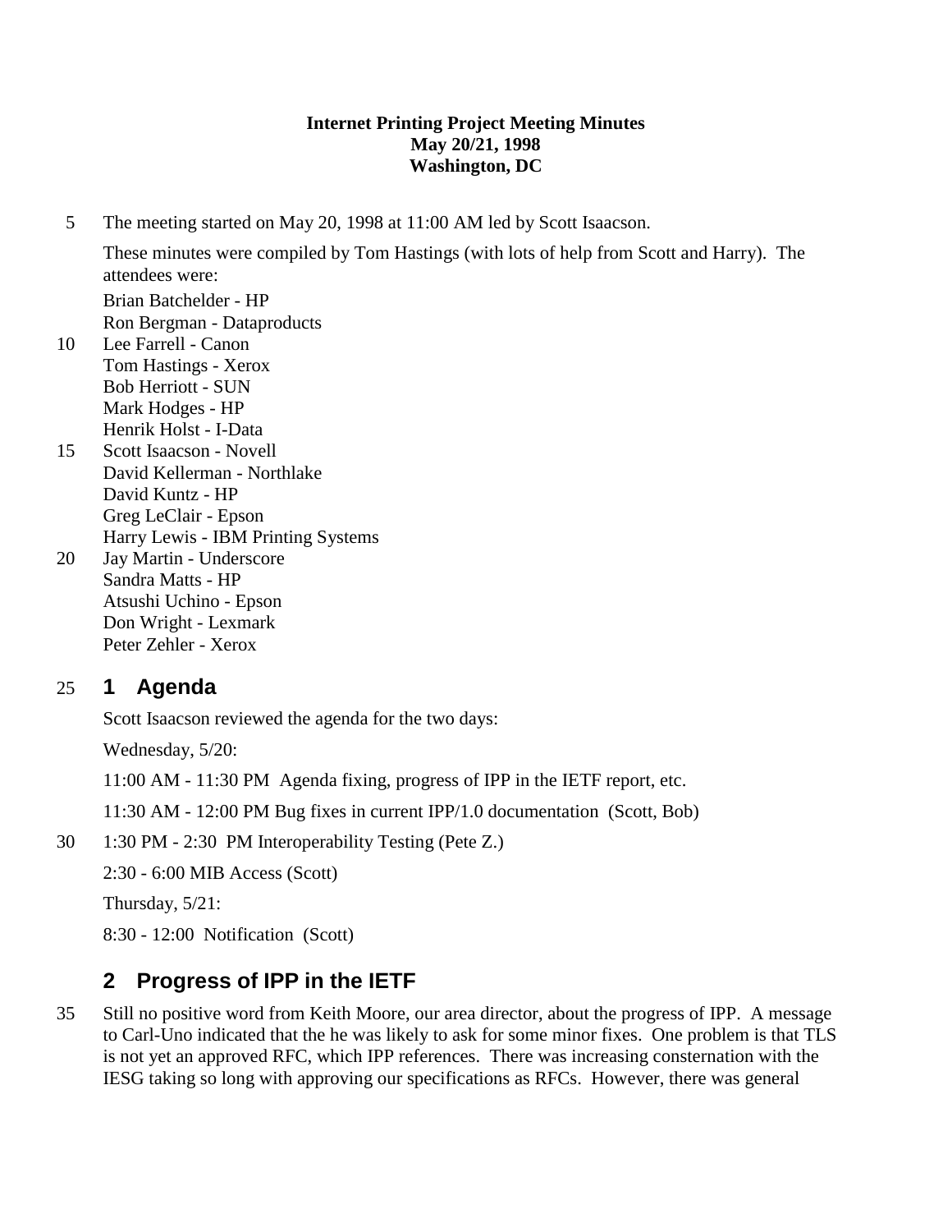**Internet Printing Project Meeting Minutes**
**May 20/21, 1998**
**Washington, DC**

The meeting started on May 20, 1998 at 11:00 AM led by Scott Isaacson.

These minutes were compiled by Tom Hastings (with lots of help from Scott and Harry). The attendees were:

Brian Batchelder - HP
Ron Bergman - Dataproducts
Lee Farrell - Canon
Tom Hastings - Xerox
Bob Herriott - SUN
Mark Hodges - HP
Henrik Holst - I-Data
Scott Isaacson - Novell
David Kellerman - Northlake
David Kuntz - HP
Greg LeClair - Epson
Harry Lewis - IBM Printing Systems
Jay Martin - Underscore
Sandra Matts - HP
Atsushi Uchino - Epson
Don Wright - Lexmark
Peter Zehler - Xerox

## 1 Agenda

Scott Isaacson reviewed the agenda for the two days:

Wednesday, 5/20:

11:00 AM - 11:30 PM Agenda fixing, progress of IPP in the IETF report, etc.

11:30 AM - 12:00 PM Bug fixes in current IPP/1.0 documentation (Scott, Bob)

1:30 PM - 2:30 PM Interoperability Testing (Pete Z.)

2:30 - 6:00 MIB Access (Scott)

Thursday, 5/21:

8:30 - 12:00 Notification (Scott)

## 2 Progress of IPP in the IETF

Still no positive word from Keith Moore, our area director, about the progress of IPP. A message to Carl-Uno indicated that the he was likely to ask for some minor fixes. One problem is that TLS is not yet an approved RFC, which IPP references. There was increasing consternation with the IESG taking so long with approving our specifications as RFCs. However, there was general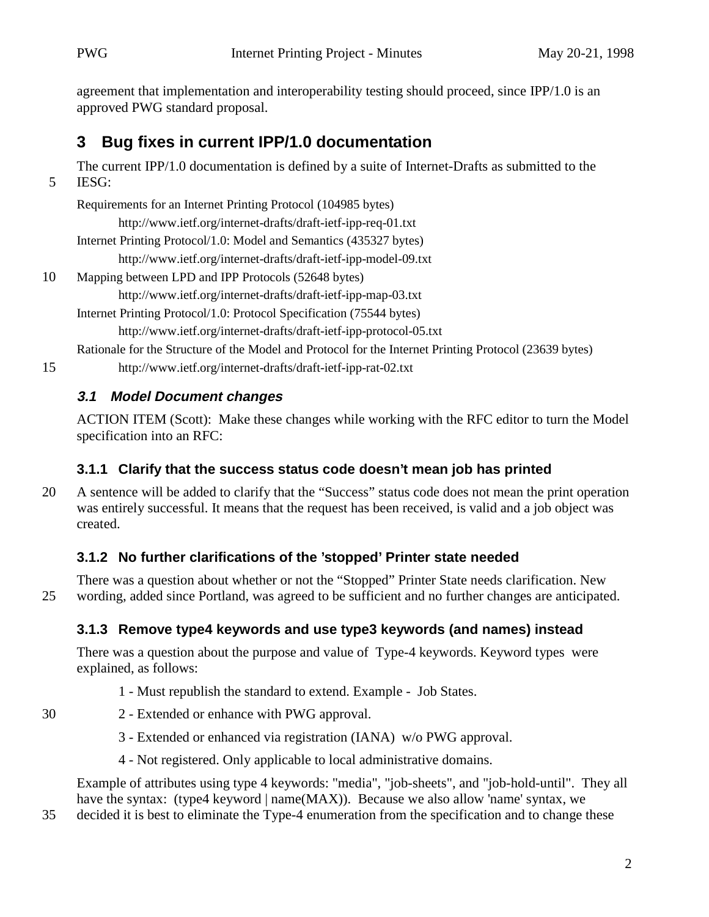agreement that implementation and interoperability testing should proceed, since IPP/1.0 is an approved PWG standard proposal.

# 3 Bug fixes in current IPP/1.0 documentation

The current IPP/1.0 documentation is defined by a suite of Internet-Drafts as submitted to the IESG:

Requirements for an Internet Printing Protocol (104985 bytes)
    http://www.ietf.org/internet-drafts/draft-ietf-ipp-req-01.txt
Internet Printing Protocol/1.0: Model and Semantics (435327 bytes)
    http://www.ietf.org/internet-drafts/draft-ietf-ipp-model-09.txt
Mapping between LPD and IPP Protocols (52648 bytes)
    http://www.ietf.org/internet-drafts/draft-ietf-ipp-map-03.txt
Internet Printing Protocol/1.0: Protocol Specification (75544 bytes)
    http://www.ietf.org/internet-drafts/draft-ietf-ipp-protocol-05.txt
Rationale for the Structure of the Model and Protocol for the Internet Printing Protocol (23639 bytes)
    http://www.ietf.org/internet-drafts/draft-ietf-ipp-rat-02.txt

## 3.1 Model Document changes

ACTION ITEM (Scott): Make these changes while working with the RFC editor to turn the Model specification into an RFC:

### 3.1.1 Clarify that the success status code doesn't mean job has printed

A sentence will be added to clarify that the "Success" status code does not mean the print operation was entirely successful. It means that the request has been received, is valid and a job object was created.

### 3.1.2 No further clarifications of the 'stopped' Printer state needed

There was a question about whether or not the "Stopped" Printer State needs clarification. New wording, added since Portland, was agreed to be sufficient and no further changes are anticipated.

### 3.1.3 Remove type4 keywords and use type3 keywords (and names) instead

There was a question about the purpose and value of Type-4 keywords. Keyword types were explained, as follows:

1 - Must republish the standard to extend. Example - Job States.

2 - Extended or enhance with PWG approval.

3 - Extended or enhanced via registration (IANA) w/o PWG approval.

4 - Not registered. Only applicable to local administrative domains.

Example of attributes using type 4 keywords: "media", "job-sheets", and "job-hold-until". They all have the syntax: (type4 keyword | name(MAX)). Because we also allow 'name' syntax, we decided it is best to eliminate the Type-4 enumeration from the specification and to change these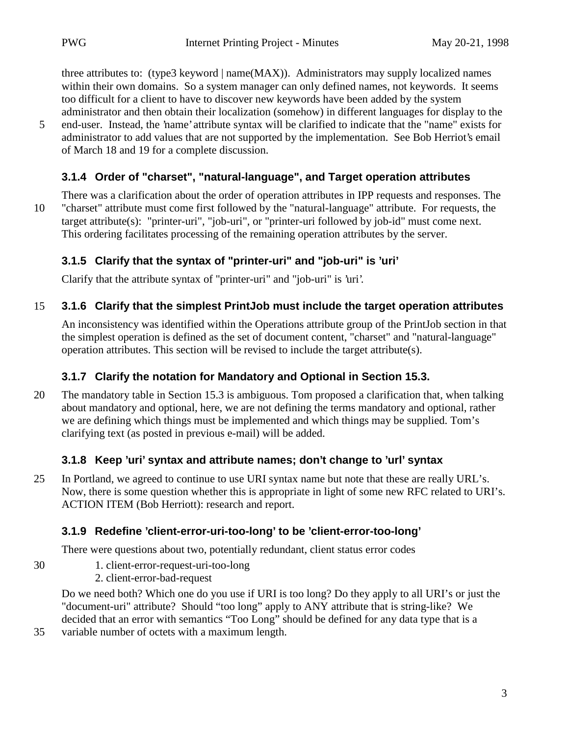three attributes to: (type3 keyword | name(MAX)). Administrators may supply localized names within their own domains. So a system manager can only defined names, not keywords. It seems too difficult for a client to have to discover new keywords have been added by the system administrator and then obtain their localization (somehow) in different languages for display to the end-user. Instead, the 'name' attribute syntax will be clarified to indicate that the "name" exists for administrator to add values that are not supported by the implementation. See Bob Herriot's email of March 18 and 19 for a complete discussion.

### 3.1.4 Order of "charset", "natural-language", and Target operation attributes

There was a clarification about the order of operation attributes in IPP requests and responses. The "charset" attribute must come first followed by the "natural-language" attribute. For requests, the target attribute(s): "printer-uri", "job-uri", or "printer-uri followed by job-id" must come next. This ordering facilitates processing of the remaining operation attributes by the server.

### 3.1.5 Clarify that the syntax of "printer-uri" and "job-uri" is 'uri'

Clarify that the attribute syntax of "printer-uri" and "job-uri" is 'uri'.

### 3.1.6 Clarify that the simplest PrintJob must include the target operation attributes

An inconsistency was identified within the Operations attribute group of the PrintJob section in that the simplest operation is defined as the set of document content, "charset" and "natural-language" operation attributes. This section will be revised to include the target attribute(s).

### 3.1.7 Clarify the notation for Mandatory and Optional in Section 15.3.

The mandatory table in Section 15.3 is ambiguous. Tom proposed a clarification that, when talking about mandatory and optional, here, we are not defining the terms mandatory and optional, rather we are defining which things must be implemented and which things may be supplied. Tom's clarifying text (as posted in previous e-mail) will be added.

### 3.1.8 Keep 'uri' syntax and attribute names; don't change to 'url' syntax

In Portland, we agreed to continue to use URI syntax name but note that these are really URL's. Now, there is some question whether this is appropriate in light of some new RFC related to URI's. ACTION ITEM (Bob Herriott): research and report.

### 3.1.9 Redefine 'client-error-uri-too-long' to be 'client-error-too-long'

There were questions about two, potentially redundant, client status error codes

1. client-error-request-uri-too-long
2. client-error-bad-request

Do we need both? Which one do you use if URI is too long? Do they apply to all URI's or just the "document-uri" attribute? Should "too long" apply to ANY attribute that is string-like? We decided that an error with semantics "Too Long" should be defined for any data type that is a variable number of octets with a maximum length.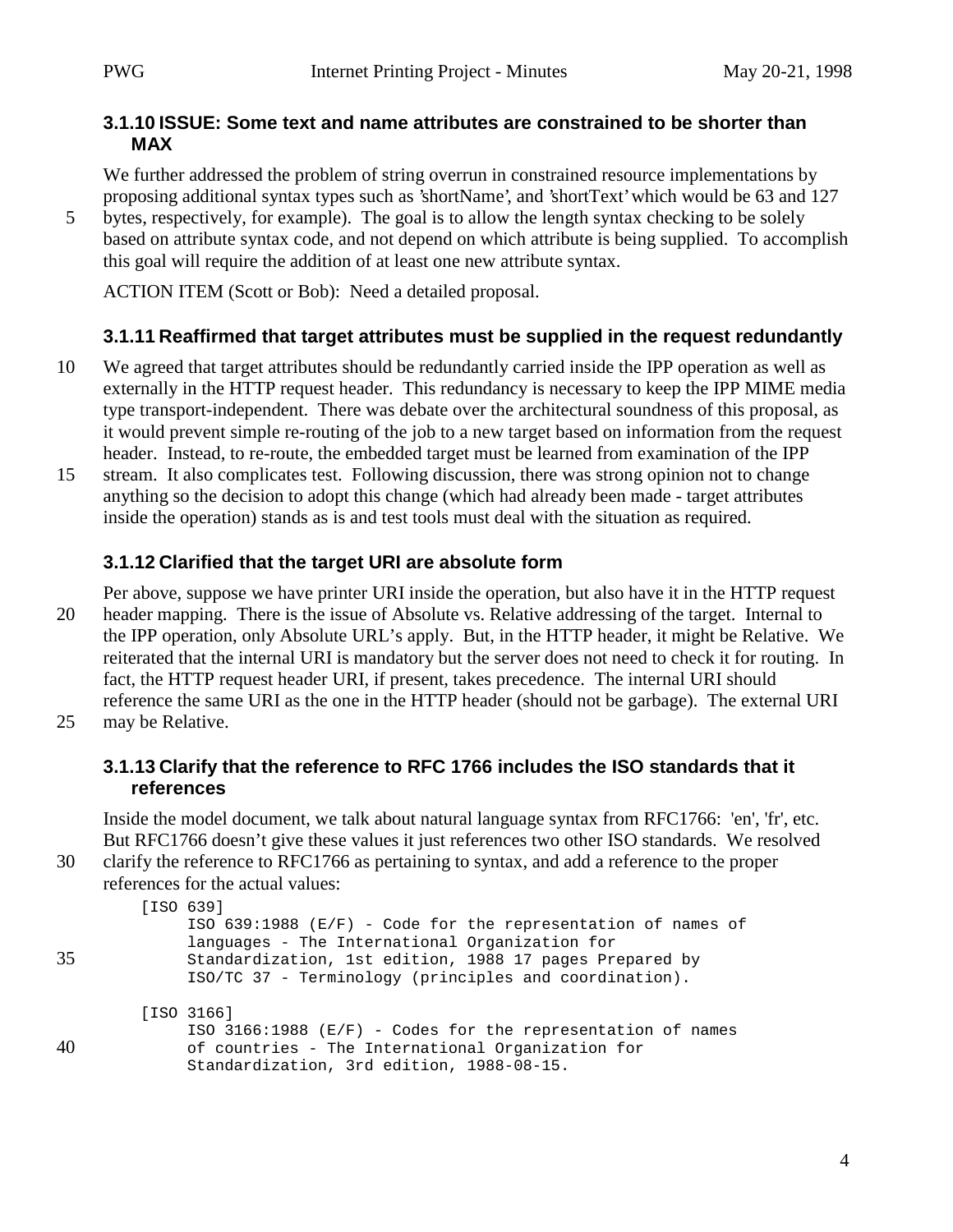### 3.1.10 ISSUE: Some text and name attributes are constrained to be shorter than MAX

We further addressed the problem of string overrun in constrained resource implementations by proposing additional syntax types such as 'shortName', and 'shortText' which would be 63 and 127 bytes, respectively, for example). The goal is to allow the length syntax checking to be solely based on attribute syntax code, and not depend on which attribute is being supplied. To accomplish this goal will require the addition of at least one new attribute syntax.

ACTION ITEM (Scott or Bob): Need a detailed proposal.

### 3.1.11 Reaffirmed that target attributes must be supplied in the request redundantly

We agreed that target attributes should be redundantly carried inside the IPP operation as well as externally in the HTTP request header. This redundancy is necessary to keep the IPP MIME media type transport-independent. There was debate over the architectural soundness of this proposal, as it would prevent simple re-routing of the job to a new target based on information from the request header. Instead, to re-route, the embedded target must be learned from examination of the IPP stream. It also complicates test. Following discussion, there was strong opinion not to change anything so the decision to adopt this change (which had already been made - target attributes inside the operation) stands as is and test tools must deal with the situation as required.

### 3.1.12 Clarified that the target URI are absolute form

Per above, suppose we have printer URI inside the operation, but also have it in the HTTP request header mapping. There is the issue of Absolute vs. Relative addressing of the target. Internal to the IPP operation, only Absolute URL's apply. But, in the HTTP header, it might be Relative. We reiterated that the internal URI is mandatory but the server does not need to check it for routing. In fact, the HTTP request header URI, if present, takes precedence. The internal URI should reference the same URI as the one in the HTTP header (should not be garbage). The external URI may be Relative.

### 3.1.13 Clarify that the reference to RFC 1766 includes the ISO standards that it references

Inside the model document, we talk about natural language syntax from RFC1766: 'en', 'fr', etc. But RFC1766 doesn't give these values it just references two other ISO standards. We resolved clarify the reference to RFC1766 as pertaining to syntax, and add a reference to the proper references for the actual values:

```
[ISO 639]
     ISO 639:1988 (E/F) - Code for the representation of names of
     languages - The International Organization for
     Standardization, 1st edition, 1988 17 pages Prepared by
     ISO/TC 37 - Terminology (principles and coordination).

[ISO 3166]
     ISO 3166:1988 (E/F) - Codes for the representation of names
     of countries - The International Organization for
     Standardization, 3rd edition, 1988-08-15.
```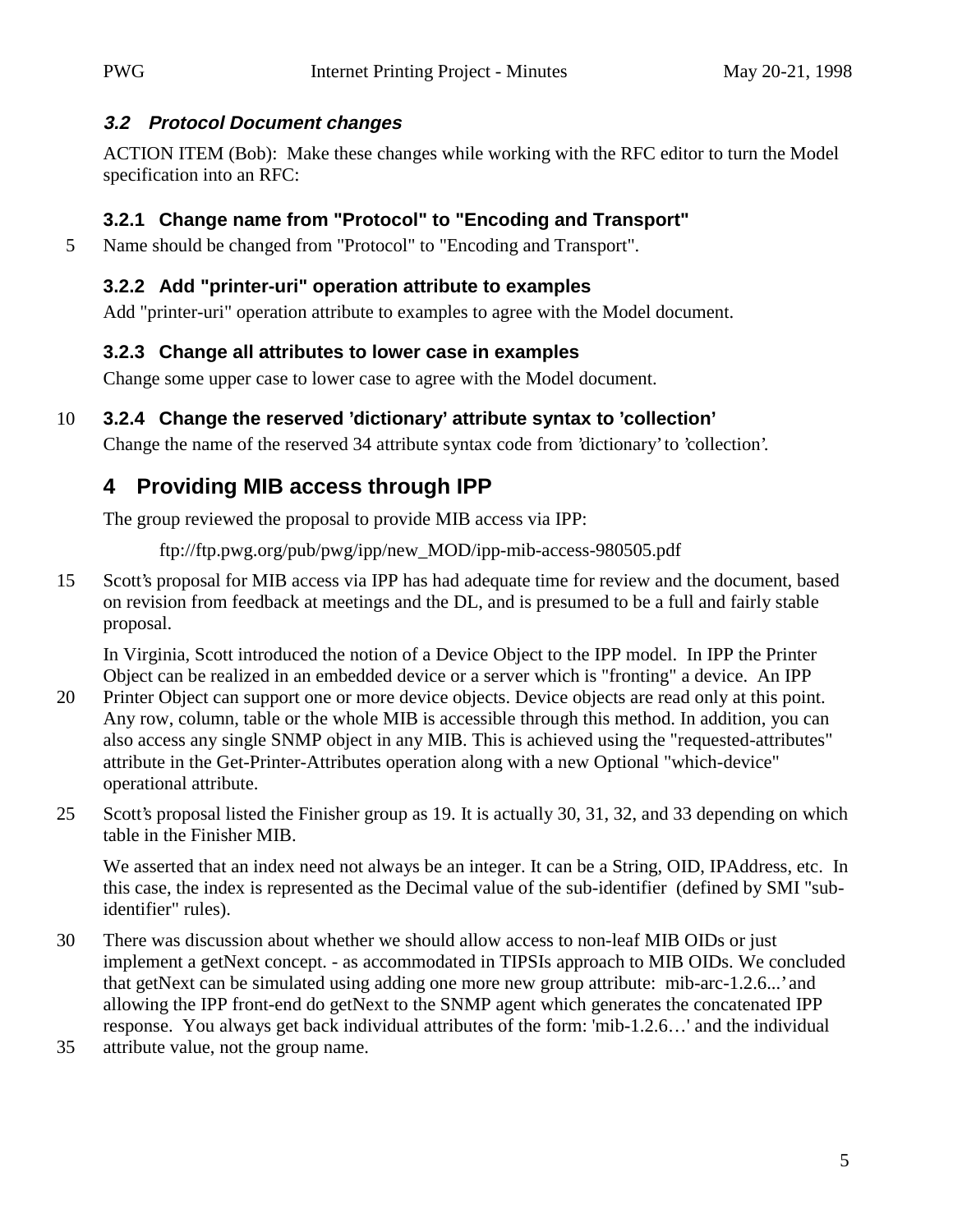### *3.2 Protocol Document changes*

ACTION ITEM (Bob): Make these changes while working with the RFC editor to turn the Model specification into an RFC:

#### 3.2.1 Change name from "Protocol" to "Encoding and Transport"

Name should be changed from "Protocol" to "Encoding and Transport".

#### 3.2.2 Add "printer-uri" operation attribute to examples

Add "printer-uri" operation attribute to examples to agree with the Model document.

#### 3.2.3 Change all attributes to lower case in examples

Change some upper case to lower case to agree with the Model document.

#### 3.2.4 Change the reserved 'dictionary' attribute syntax to 'collection'

Change the name of the reserved 34 attribute syntax code from 'dictionary' to 'collection'.

## 4 Providing MIB access through IPP

The group reviewed the proposal to provide MIB access via IPP:

ftp://ftp.pwg.org/pub/pwg/ipp/new_MOD/ipp-mib-access-980505.pdf

Scott's proposal for MIB access via IPP has had adequate time for review and the document, based on revision from feedback at meetings and the DL, and is presumed to be a full and fairly stable proposal.

In Virginia, Scott introduced the notion of a Device Object to the IPP model. In IPP the Printer Object can be realized in an embedded device or a server which is "fronting" a device. An IPP Printer Object can support one or more device objects. Device objects are read only at this point. Any row, column, table or the whole MIB is accessible through this method. In addition, you can also access any single SNMP object in any MIB. This is achieved using the "requested-attributes" attribute in the Get-Printer-Attributes operation along with a new Optional "which-device" operational attribute.

Scott's proposal listed the Finisher group as 19. It is actually 30, 31, 32, and 33 depending on which table in the Finisher MIB.

We asserted that an index need not always be an integer. It can be a String, OID, IPAddress, etc. In this case, the index is represented as the Decimal value of the sub-identifier (defined by SMI "sub-identifier" rules).

There was discussion about whether we should allow access to non-leaf MIB OIDs or just implement a getNext concept. - as accommodated in TIPSIs approach to MIB OIDs. We concluded that getNext can be simulated using adding one more new group attribute: mib-arc-1.2.6...' and allowing the IPP front-end do getNext to the SNMP agent which generates the concatenated IPP response. You always get back individual attributes of the form: 'mib-1.2.6…' and the individual attribute value, not the group name.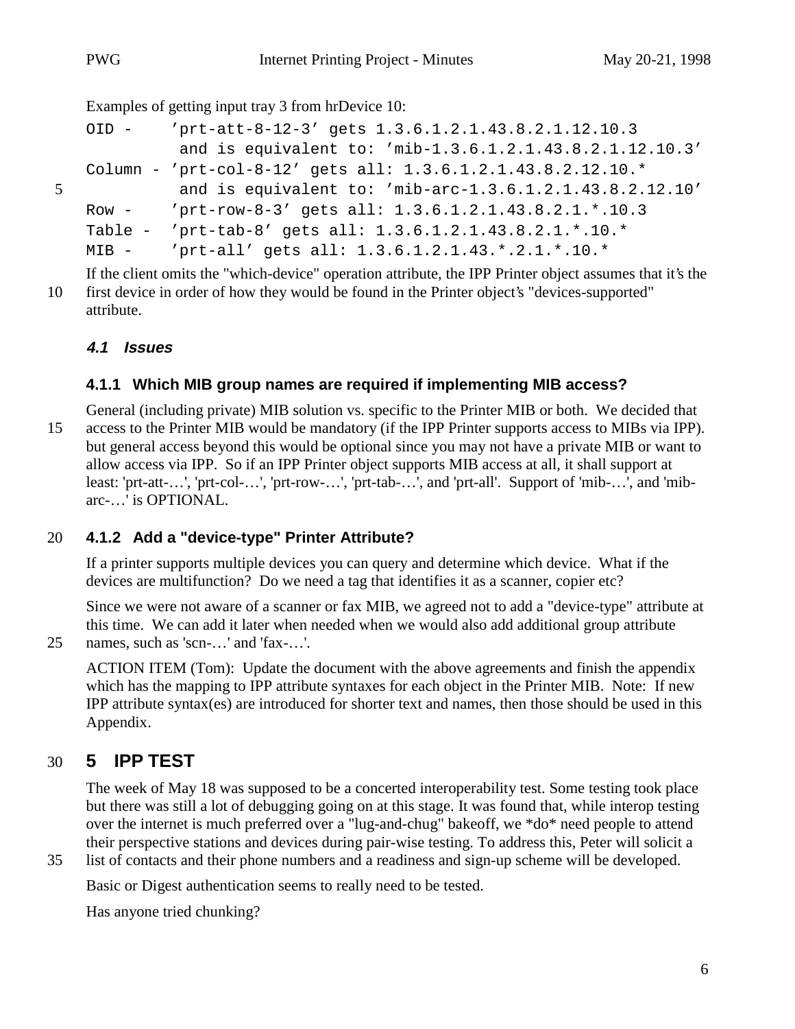Examples of getting input tray 3 from hrDevice 10:

```
OID -    'prt-att-8-12-3' gets 1.3.6.1.2.1.43.8.2.1.12.10.3
          and is equivalent to: 'mib-1.3.6.1.2.1.43.8.2.1.12.10.3'
Column - 'prt-col-8-12' gets all: 1.3.6.1.2.1.43.8.2.12.10.*
          and is equivalent to: 'mib-arc-1.3.6.1.2.1.43.8.2.12.10'
Row -    'prt-row-8-3' gets all: 1.3.6.1.2.1.43.8.2.1.*.10.3
Table -  'prt-tab-8' gets all: 1.3.6.1.2.1.43.8.2.1.*.10.*
MIB -    'prt-all' gets all: 1.3.6.1.2.1.43.*.2.1.*.10.*
```

If the client omits the "which-device" operation attribute, the IPP Printer object assumes that it's the first device in order of how they would be found in the Printer object's "devices-supported" attribute.

### *4.1 Issues*

#### 4.1.1 Which MIB group names are required if implementing MIB access?

General (including private) MIB solution vs. specific to the Printer MIB or both. We decided that access to the Printer MIB would be mandatory (if the IPP Printer supports access to MIBs via IPP). but general access beyond this would be optional since you may not have a private MIB or want to allow access via IPP. So if an IPP Printer object supports MIB access at all, it shall support at least: 'prt-att-…', 'prt-col-…', 'prt-row-…', 'prt-tab-…', and 'prt-all'. Support of 'mib-…', and 'mib-arc-…' is OPTIONAL.

#### 4.1.2 Add a "device-type" Printer Attribute?

If a printer supports multiple devices you can query and determine which device. What if the devices are multifunction? Do we need a tag that identifies it as a scanner, copier etc?

Since we were not aware of a scanner or fax MIB, we agreed not to add a "device-type" attribute at this time. We can add it later when needed when we would also add additional group attribute names, such as 'scn-…' and 'fax-…'.

ACTION ITEM (Tom): Update the document with the above agreements and finish the appendix which has the mapping to IPP attribute syntaxes for each object in the Printer MIB. Note: If new IPP attribute syntax(es) are introduced for shorter text and names, then those should be used in this Appendix.

## 5 IPP TEST

The week of May 18 was supposed to be a concerted interoperability test. Some testing took place but there was still a lot of debugging going on at this stage. It was found that, while interop testing over the internet is much preferred over a "lug-and-chug" bakeoff, we *do* need people to attend their perspective stations and devices during pair-wise testing. To address this, Peter will solicit a list of contacts and their phone numbers and a readiness and sign-up scheme will be developed.

Basic or Digest authentication seems to really need to be tested.

Has anyone tried chunking?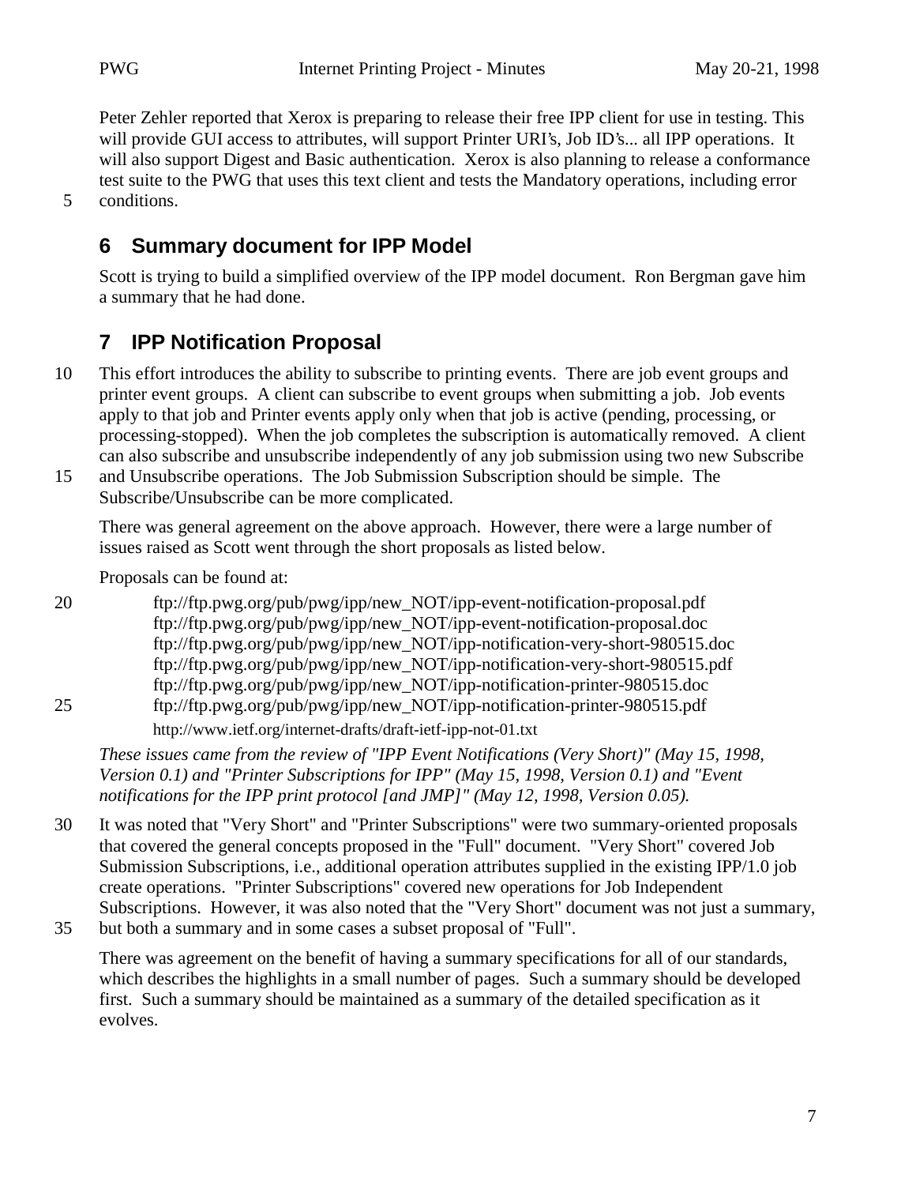Peter Zehler reported that Xerox is preparing to release their free IPP client for use in testing. This will provide GUI access to attributes, will support Printer URI's, Job ID's... all IPP operations. It will also support Digest and Basic authentication. Xerox is also planning to release a conformance test suite to the PWG that uses this text client and tests the Mandatory operations, including error conditions.

## 6 Summary document for IPP Model

Scott is trying to build a simplified overview of the IPP model document. Ron Bergman gave him a summary that he had done.

## 7 IPP Notification Proposal

This effort introduces the ability to subscribe to printing events. There are job event groups and printer event groups. A client can subscribe to event groups when submitting a job. Job events apply to that job and Printer events apply only when that job is active (pending, processing, or processing-stopped). When the job completes the subscription is automatically removed. A client can also subscribe and unsubscribe independently of any job submission using two new Subscribe and Unsubscribe operations. The Job Submission Subscription should be simple. The Subscribe/Unsubscribe can be more complicated.

There was general agreement on the above approach. However, there were a large number of issues raised as Scott went through the short proposals as listed below.

Proposals can be found at:

ftp://ftp.pwg.org/pub/pwg/ipp/new_NOT/ipp-event-notification-proposal.pdf
ftp://ftp.pwg.org/pub/pwg/ipp/new_NOT/ipp-event-notification-proposal.doc
ftp://ftp.pwg.org/pub/pwg/ipp/new_NOT/ipp-notification-very-short-980515.doc
ftp://ftp.pwg.org/pub/pwg/ipp/new_NOT/ipp-notification-very-short-980515.pdf
ftp://ftp.pwg.org/pub/pwg/ipp/new_NOT/ipp-notification-printer-980515.doc
ftp://ftp.pwg.org/pub/pwg/ipp/new_NOT/ipp-notification-printer-980515.pdf
http://www.ietf.org/internet-drafts/draft-ietf-ipp-not-01.txt

*These issues came from the review of "IPP Event Notifications (Very Short)" (May 15, 1998, Version 0.1) and "Printer Subscriptions for IPP" (May 15, 1998, Version 0.1) and "Event notifications for the IPP print protocol [and JMP]" (May 12, 1998, Version 0.05).*

It was noted that "Very Short" and "Printer Subscriptions" were two summary-oriented proposals that covered the general concepts proposed in the "Full" document. "Very Short" covered Job Submission Subscriptions, i.e., additional operation attributes supplied in the existing IPP/1.0 job create operations. "Printer Subscriptions" covered new operations for Job Independent Subscriptions. However, it was also noted that the "Very Short" document was not just a summary, but both a summary and in some cases a subset proposal of "Full".

There was agreement on the benefit of having a summary specifications for all of our standards, which describes the highlights in a small number of pages. Such a summary should be developed first. Such a summary should be maintained as a summary of the detailed specification as it evolves.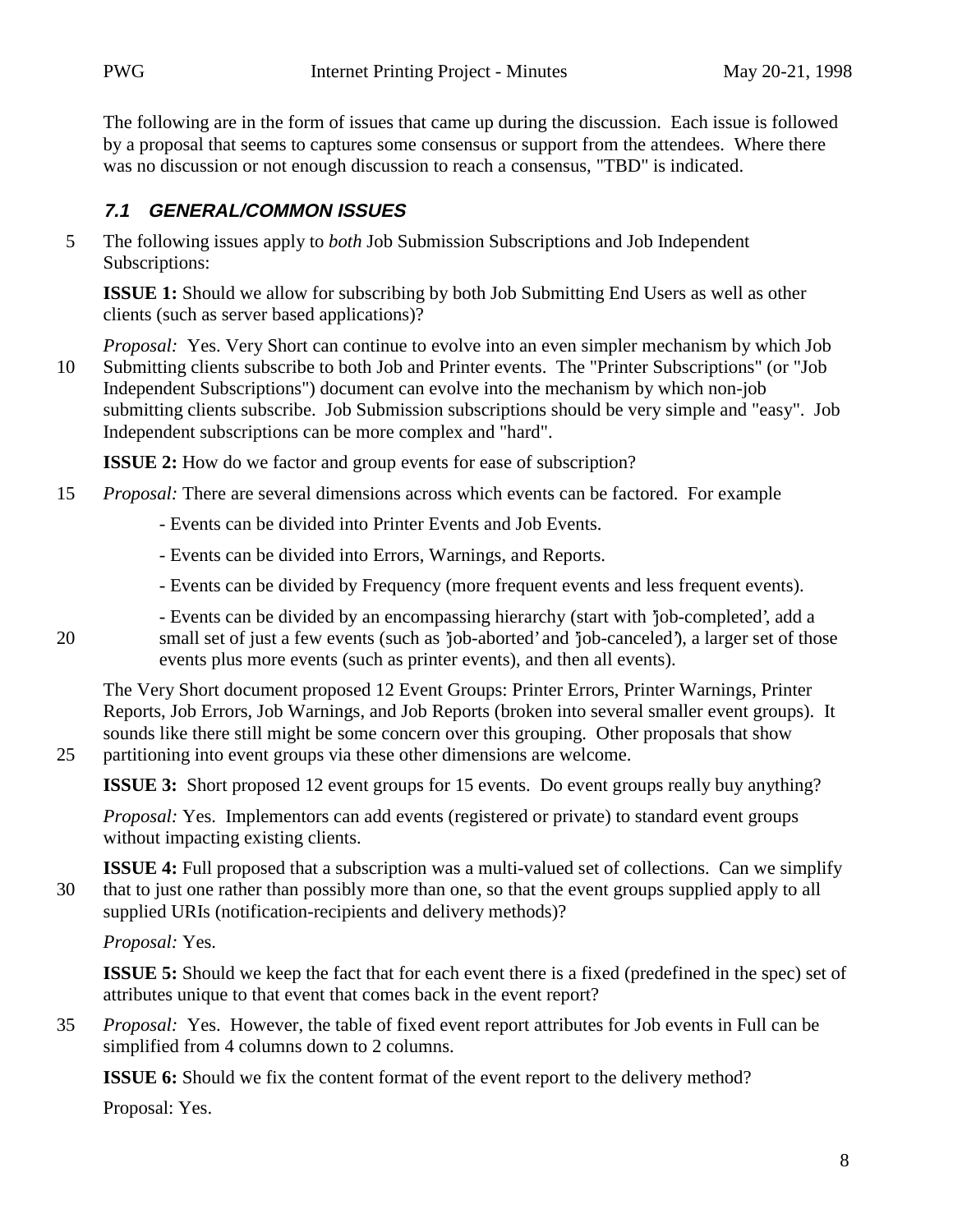The following are in the form of issues that came up during the discussion. Each issue is followed by a proposal that seems to captures some consensus or support from the attendees. Where there was no discussion or not enough discussion to reach a consensus, "TBD" is indicated.

## *7.1 GENERAL/COMMON ISSUES*

The following issues apply to *both* Job Submission Subscriptions and Job Independent Subscriptions:

**ISSUE 1:** Should we allow for subscribing by both Job Submitting End Users as well as other clients (such as server based applications)?

*Proposal:* Yes. Very Short can continue to evolve into an even simpler mechanism by which Job Submitting clients subscribe to both Job and Printer events. The "Printer Subscriptions" (or "Job Independent Subscriptions") document can evolve into the mechanism by which non-job submitting clients subscribe. Job Submission subscriptions should be very simple and "easy". Job Independent subscriptions can be more complex and "hard".

**ISSUE 2:** How do we factor and group events for ease of subscription?

*Proposal:* There are several dimensions across which events can be factored. For example

- Events can be divided into Printer Events and Job Events.
- Events can be divided into Errors, Warnings, and Reports.
- Events can be divided by Frequency (more frequent events and less frequent events).
- Events can be divided by an encompassing hierarchy (start with 'job-completed', add a small set of just a few events (such as 'job-aborted' and 'job-canceled'), a larger set of those events plus more events (such as printer events), and then all events).

The Very Short document proposed 12 Event Groups: Printer Errors, Printer Warnings, Printer Reports, Job Errors, Job Warnings, and Job Reports (broken into several smaller event groups). It sounds like there still might be some concern over this grouping. Other proposals that show partitioning into event groups via these other dimensions are welcome.

**ISSUE 3:** Short proposed 12 event groups for 15 events. Do event groups really buy anything?

*Proposal:* Yes. Implementors can add events (registered or private) to standard event groups without impacting existing clients.

**ISSUE 4:** Full proposed that a subscription was a multi-valued set of collections. Can we simplify that to just one rather than possibly more than one, so that the event groups supplied apply to all supplied URIs (notification-recipients and delivery methods)?

*Proposal:* Yes.

**ISSUE 5:** Should we keep the fact that for each event there is a fixed (predefined in the spec) set of attributes unique to that event that comes back in the event report?

*Proposal:* Yes. However, the table of fixed event report attributes for Job events in Full can be simplified from 4 columns down to 2 columns.

**ISSUE 6:** Should we fix the content format of the event report to the delivery method?

Proposal: Yes.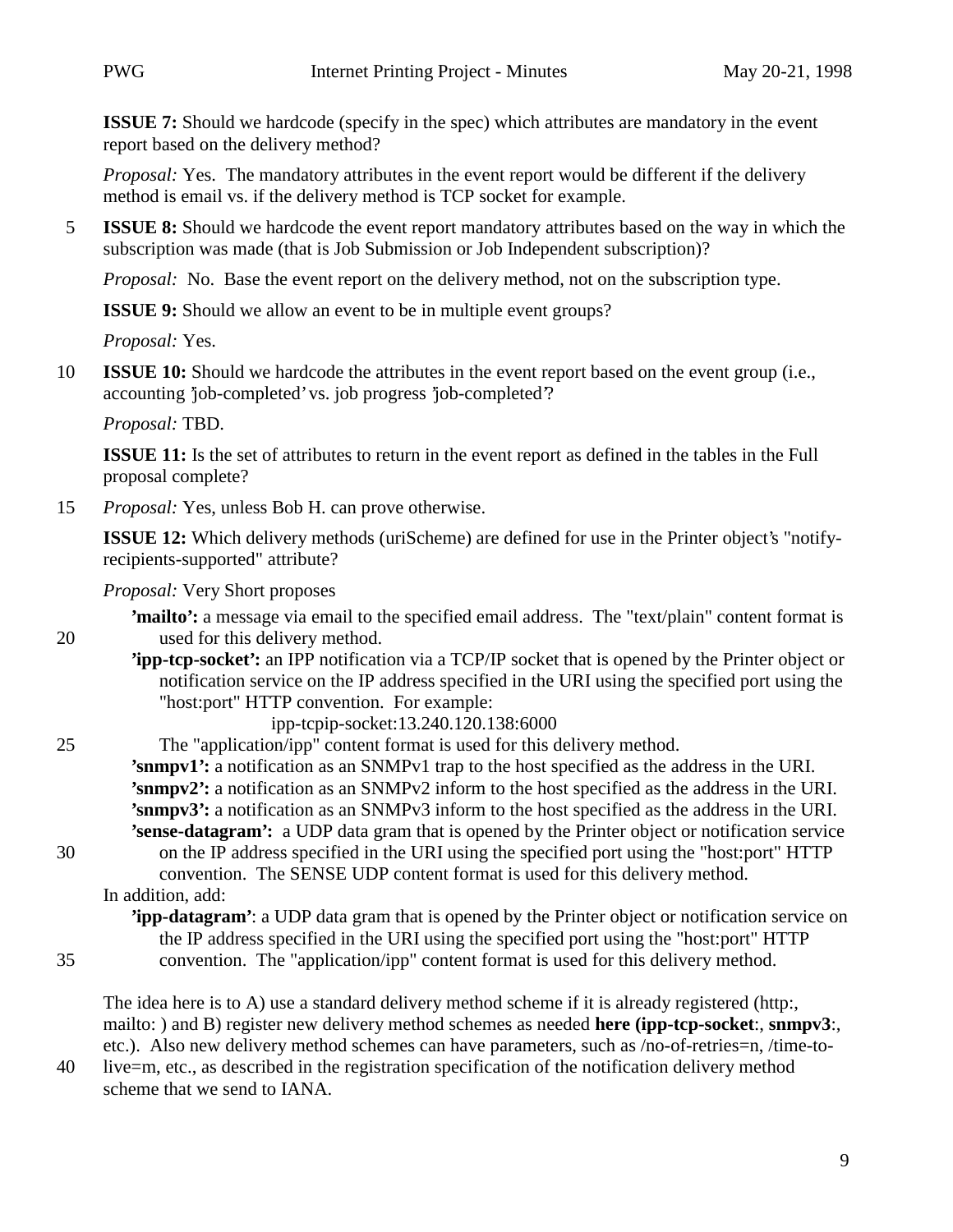**ISSUE 7:** Should we hardcode (specify in the spec) which attributes are mandatory in the event report based on the delivery method?

*Proposal:* Yes. The mandatory attributes in the event report would be different if the delivery method is email vs. if the delivery method is TCP socket for example.

**ISSUE 8:** Should we hardcode the event report mandatory attributes based on the way in which the subscription was made (that is Job Submission or Job Independent subscription)?

*Proposal:* No. Base the event report on the delivery method, not on the subscription type.

**ISSUE 9:** Should we allow an event to be in multiple event groups?

*Proposal:* Yes.

**ISSUE 10:** Should we hardcode the attributes in the event report based on the event group (i.e., accounting 'job-completed' vs. job progress 'job-completed'?

*Proposal:* TBD.

**ISSUE 11:** Is the set of attributes to return in the event report as defined in the tables in the Full proposal complete?

*Proposal:* Yes, unless Bob H. can prove otherwise.

**ISSUE 12:** Which delivery methods (uriScheme) are defined for use in the Printer object's "notify-recipients-supported" attribute?

*Proposal:* Very Short proposes

**'mailto':** a message via email to the specified email address. The "text/plain" content format is used for this delivery method.

**'ipp-tcp-socket':** an IPP notification via a TCP/IP socket that is opened by the Printer object or notification service on the IP address specified in the URI using the specified port using the "host:port" HTTP convention. For example:

ipp-tcpip-socket:13.240.120.138:6000

The "application/ipp" content format is used for this delivery method.

**'snmpv1':** a notification as an SNMPv1 trap to the host specified as the address in the URI.

**'snmpv2':** a notification as an SNMPv2 inform to the host specified as the address in the URI.

**'snmpv3':** a notification as an SNMPv3 inform to the host specified as the address in the URI.

**'sense-datagram':** a UDP data gram that is opened by the Printer object or notification service on the IP address specified in the URI using the specified port using the "host:port" HTTP convention. The SENSE UDP content format is used for this delivery method.

In addition, add:

**'ipp-datagram'**: a UDP data gram that is opened by the Printer object or notification service on the IP address specified in the URI using the specified port using the "host:port" HTTP convention. The "application/ipp" content format is used for this delivery method.

The idea here is to A) use a standard delivery method scheme if it is already registered (http:, mailto: ) and B) register new delivery method schemes as needed **here (ipp-tcp-socket**:, **snmpv3**:, etc.). Also new delivery method schemes can have parameters, such as /no-of-retries=n, /time-to-live=m, etc., as described in the registration specification of the notification delivery method scheme that we send to IANA.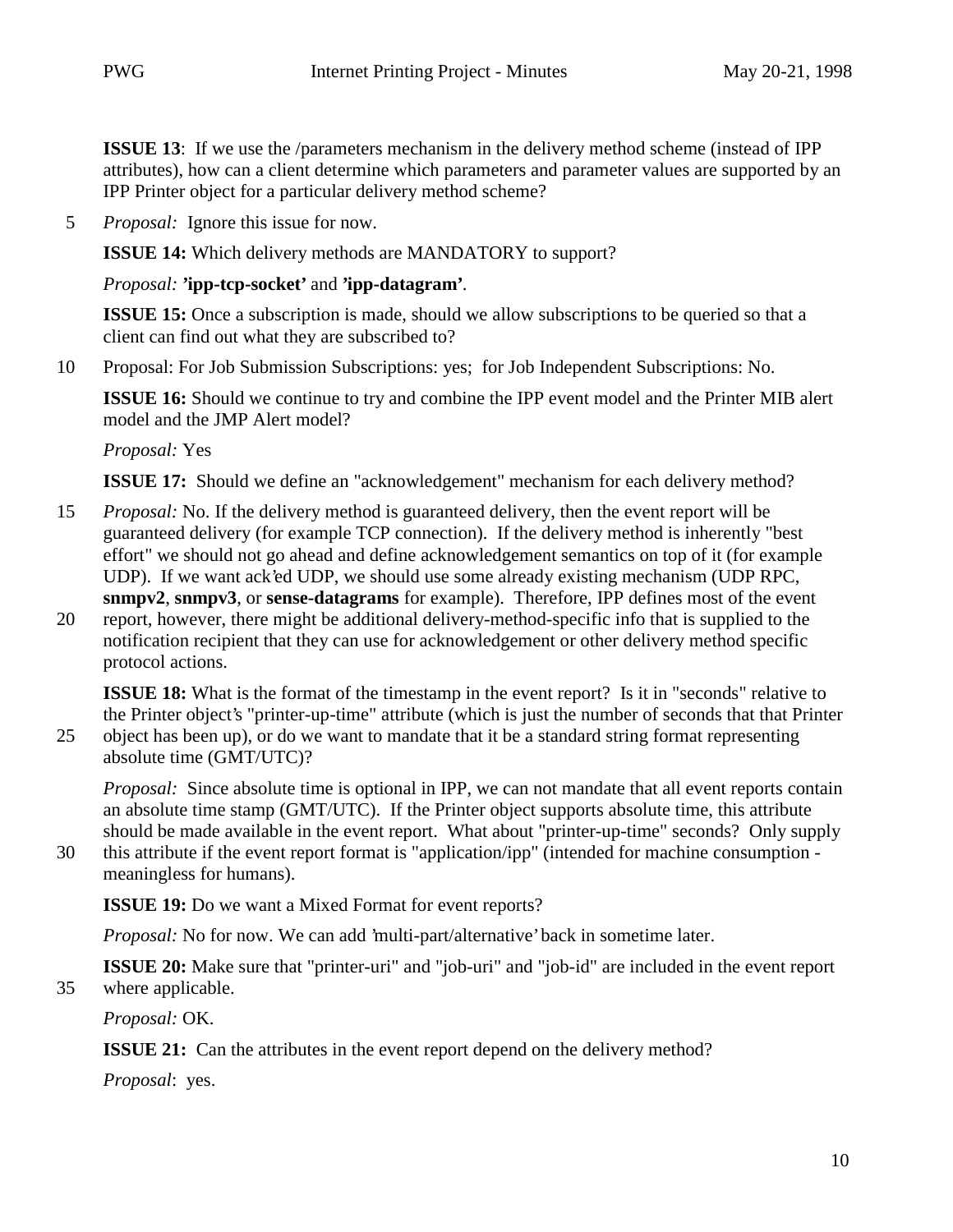**ISSUE 13**: If we use the /parameters mechanism in the delivery method scheme (instead of IPP attributes), how can a client determine which parameters and parameter values are supported by an IPP Printer object for a particular delivery method scheme?

*Proposal:* Ignore this issue for now.

**ISSUE 14:** Which delivery methods are MANDATORY to support?

*Proposal:* **'ipp-tcp-socket'** and **'ipp-datagram'**.

**ISSUE 15:** Once a subscription is made, should we allow subscriptions to be queried so that a client can find out what they are subscribed to?

Proposal: For Job Submission Subscriptions: yes; for Job Independent Subscriptions: No.

**ISSUE 16:** Should we continue to try and combine the IPP event model and the Printer MIB alert model and the JMP Alert model?

*Proposal:* Yes

**ISSUE 17:** Should we define an "acknowledgement" mechanism for each delivery method?

*Proposal:* No. If the delivery method is guaranteed delivery, then the event report will be guaranteed delivery (for example TCP connection). If the delivery method is inherently "best effort" we should not go ahead and define acknowledgement semantics on top of it (for example UDP). If we want ack'ed UDP, we should use some already existing mechanism (UDP RPC, **snmpv2**, **snmpv3**, or **sense-datagrams** for example). Therefore, IPP defines most of the event report, however, there might be additional delivery-method-specific info that is supplied to the notification recipient that they can use for acknowledgement or other delivery method specific protocol actions.

**ISSUE 18:** What is the format of the timestamp in the event report? Is it in "seconds" relative to the Printer object's "printer-up-time" attribute (which is just the number of seconds that that Printer object has been up), or do we want to mandate that it be a standard string format representing absolute time (GMT/UTC)?

*Proposal:* Since absolute time is optional in IPP, we can not mandate that all event reports contain an absolute time stamp (GMT/UTC). If the Printer object supports absolute time, this attribute should be made available in the event report. What about "printer-up-time" seconds? Only supply this attribute if the event report format is "application/ipp" (intended for machine consumption - meaningless for humans).

**ISSUE 19:** Do we want a Mixed Format for event reports?

*Proposal:* No for now. We can add 'multi-part/alternative' back in sometime later.

**ISSUE 20:** Make sure that "printer-uri" and "job-uri" and "job-id" are included in the event report where applicable.

*Proposal:* OK.

**ISSUE 21:** Can the attributes in the event report depend on the delivery method?

*Proposal*: yes.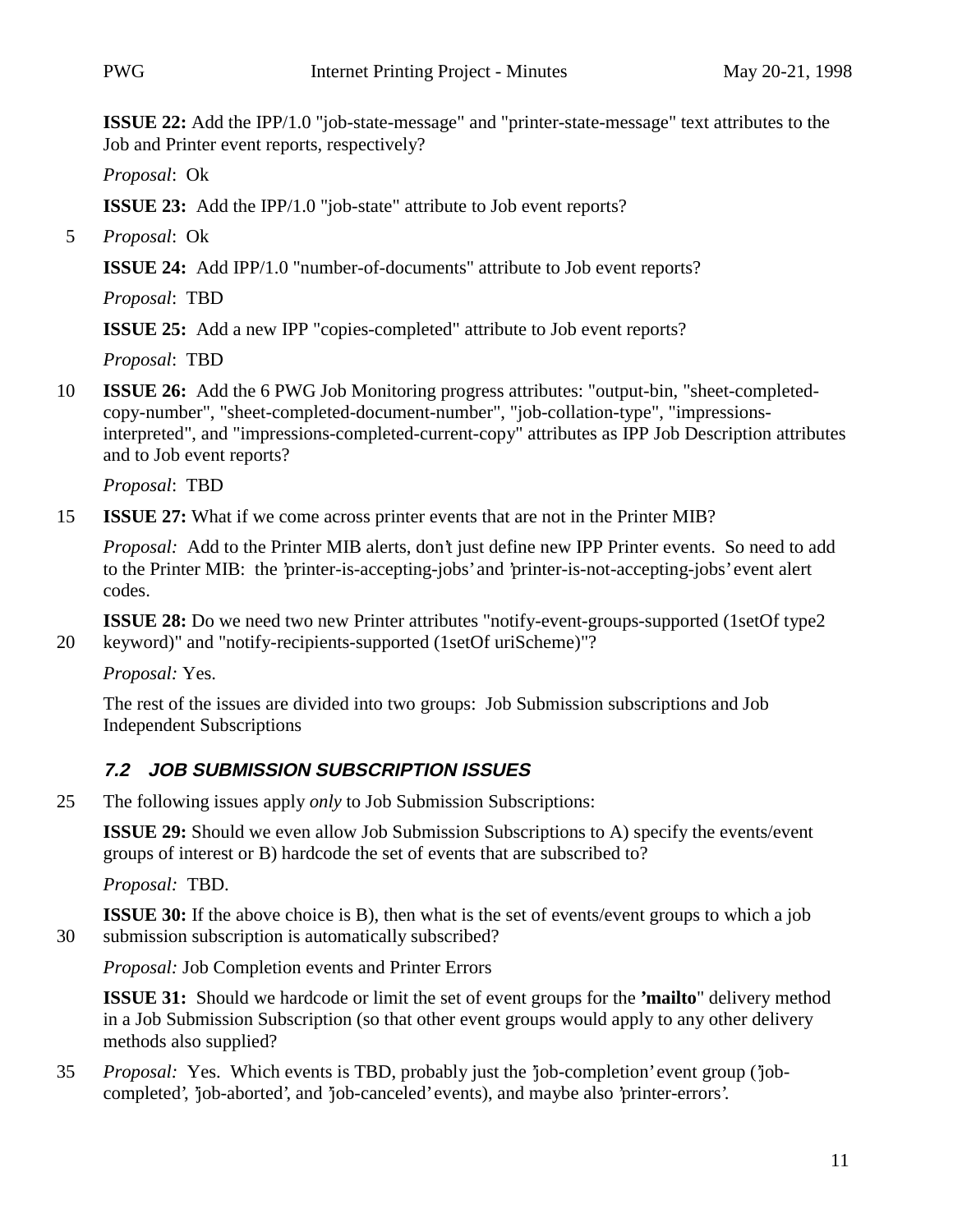**ISSUE 22:** Add the IPP/1.0 "job-state-message" and "printer-state-message" text attributes to the Job and Printer event reports, respectively?

*Proposal*: Ok

**ISSUE 23:** Add the IPP/1.0 "job-state" attribute to Job event reports?

*Proposal*: Ok

**ISSUE 24:** Add IPP/1.0 "number-of-documents" attribute to Job event reports?

*Proposal*: TBD

**ISSUE 25:** Add a new IPP "copies-completed" attribute to Job event reports?

*Proposal*: TBD

**ISSUE 26:** Add the 6 PWG Job Monitoring progress attributes: "output-bin, "sheet-completed-copy-number", "sheet-completed-document-number", "job-collation-type", "impressions-interpreted", and "impressions-completed-current-copy" attributes as IPP Job Description attributes and to Job event reports?

*Proposal*: TBD

**ISSUE 27:** What if we come across printer events that are not in the Printer MIB?

*Proposal:* Add to the Printer MIB alerts, don't just define new IPP Printer events. So need to add to the Printer MIB: the 'printer-is-accepting-jobs' and 'printer-is-not-accepting-jobs' event alert codes.

**ISSUE 28:** Do we need two new Printer attributes "notify-event-groups-supported (1setOf type2 keyword)" and "notify-recipients-supported (1setOf uriScheme)"?

*Proposal:* Yes.

The rest of the issues are divided into two groups: Job Submission subscriptions and Job Independent Subscriptions

### *7.2 JOB SUBMISSION SUBSCRIPTION ISSUES*

The following issues apply *only* to Job Submission Subscriptions:

**ISSUE 29:** Should we even allow Job Submission Subscriptions to A) specify the events/event groups of interest or B) hardcode the set of events that are subscribed to?

*Proposal:* TBD.

**ISSUE 30:** If the above choice is B), then what is the set of events/event groups to which a job submission subscription is automatically subscribed?

*Proposal:* Job Completion events and Printer Errors

**ISSUE 31:** Should we hardcode or limit the set of event groups for the **'mailto**" delivery method in a Job Submission Subscription (so that other event groups would apply to any other delivery methods also supplied?

*Proposal:* Yes. Which events is TBD, probably just the 'job-completion' event group ('job-completed', 'job-aborted', and 'job-canceled' events), and maybe also 'printer-errors'.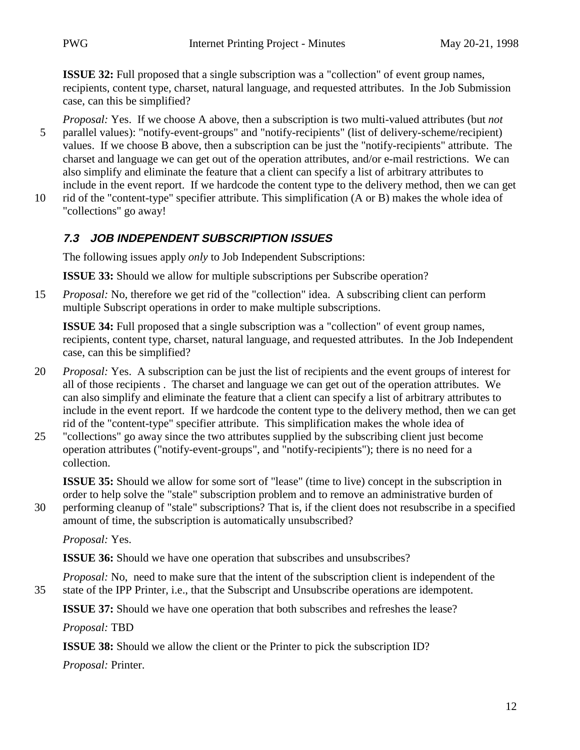**ISSUE 32:** Full proposed that a single subscription was a "collection" of event group names, recipients, content type, charset, natural language, and requested attributes. In the Job Submission case, can this be simplified?

*Proposal:* Yes. If we choose A above, then a subscription is two multi-valued attributes (but *not* parallel values): "notify-event-groups" and "notify-recipients" (list of delivery-scheme/recipient) values. If we choose B above, then a subscription can be just the "notify-recipients" attribute. The charset and language we can get out of the operation attributes, and/or e-mail restrictions. We can also simplify and eliminate the feature that a client can specify a list of arbitrary attributes to include in the event report. If we hardcode the content type to the delivery method, then we can get rid of the "content-type" specifier attribute. This simplification (A or B) makes the whole idea of "collections" go away!

### *7.3 JOB INDEPENDENT SUBSCRIPTION ISSUES*

The following issues apply *only* to Job Independent Subscriptions:

**ISSUE 33:** Should we allow for multiple subscriptions per Subscribe operation?

*Proposal:* No, therefore we get rid of the "collection" idea. A subscribing client can perform multiple Subscript operations in order to make multiple subscriptions.

**ISSUE 34:** Full proposed that a single subscription was a "collection" of event group names, recipients, content type, charset, natural language, and requested attributes. In the Job Independent case, can this be simplified?

*Proposal:* Yes. A subscription can be just the list of recipients and the event groups of interest for all of those recipients . The charset and language we can get out of the operation attributes. We can also simplify and eliminate the feature that a client can specify a list of arbitrary attributes to include in the event report. If we hardcode the content type to the delivery method, then we can get rid of the "content-type" specifier attribute. This simplification makes the whole idea of "collections" go away since the two attributes supplied by the subscribing client just become operation attributes ("notify-event-groups", and "notify-recipients"); there is no need for a collection.

**ISSUE 35:** Should we allow for some sort of "lease" (time to live) concept in the subscription in order to help solve the "stale" subscription problem and to remove an administrative burden of performing cleanup of "stale" subscriptions? That is, if the client does not resubscribe in a specified amount of time, the subscription is automatically unsubscribed?

*Proposal:* Yes.

**ISSUE 36:** Should we have one operation that subscribes and unsubscribes?

*Proposal:* No, need to make sure that the intent of the subscription client is independent of the state of the IPP Printer, i.e., that the Subscript and Unsubscribe operations are idempotent.

**ISSUE 37:** Should we have one operation that both subscribes and refreshes the lease?

*Proposal:* TBD

**ISSUE 38:** Should we allow the client or the Printer to pick the subscription ID?

*Proposal:* Printer.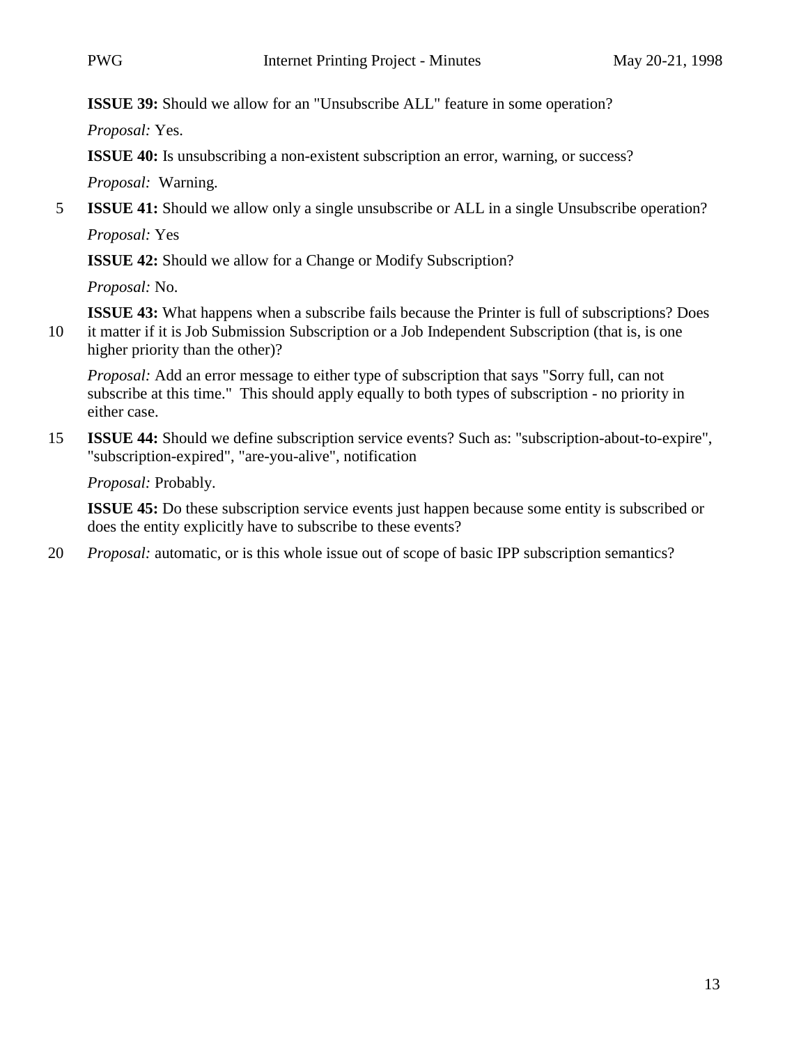**ISSUE 39:** Should we allow for an "Unsubscribe ALL" feature in some operation?

*Proposal:* Yes.

**ISSUE 40:** Is unsubscribing a non-existent subscription an error, warning, or success?

*Proposal:* Warning.

**ISSUE 41:** Should we allow only a single unsubscribe or ALL in a single Unsubscribe operation?

*Proposal:* Yes

**ISSUE 42:** Should we allow for a Change or Modify Subscription?

*Proposal:* No.

**ISSUE 43:** What happens when a subscribe fails because the Printer is full of subscriptions? Does it matter if it is Job Submission Subscription or a Job Independent Subscription (that is, is one higher priority than the other)?

*Proposal:* Add an error message to either type of subscription that says "Sorry full, can not subscribe at this time." This should apply equally to both types of subscription - no priority in either case.

**ISSUE 44:** Should we define subscription service events? Such as: "subscription-about-to-expire", "subscription-expired", "are-you-alive", notification

*Proposal:* Probably.

**ISSUE 45:** Do these subscription service events just happen because some entity is subscribed or does the entity explicitly have to subscribe to these events?

*Proposal:* automatic, or is this whole issue out of scope of basic IPP subscription semantics?